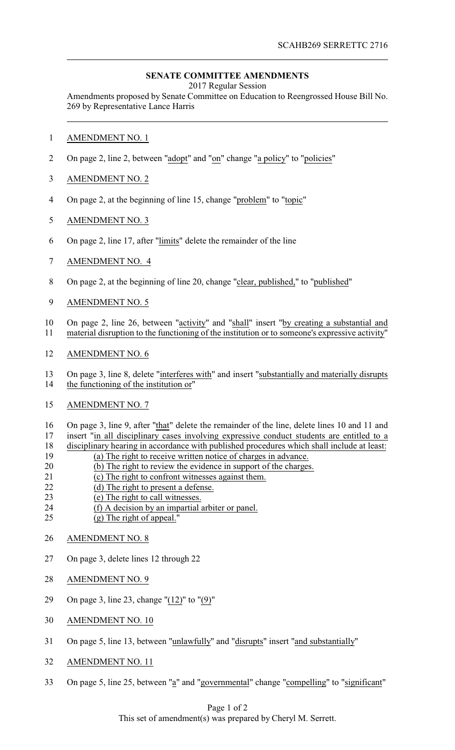SCAHB269 SERRETTC 2716

**SENATE COMMITTEE AMENDMENTS**

2017 Regular Session

Amendments proposed by Senate Committee on Education to Reengrossed House Bill No. 269 by Representative Lance Harris

AMENDMENT NO. 1

On page 2, line 2, between "adopt" and "on" change "a policy" to "policies"

AMENDMENT NO. 2

On page 2, at the beginning of line 15, change "problem" to "topic"

AMENDMENT NO. 3

On page 2, line 17, after "limits" delete the remainder of the line

AMENDMENT NO. 4

On page 2, at the beginning of line 20, change "clear, published," to "published"

AMENDMENT NO. 5

On page 2, line 26, between "activity" and "shall" insert "by creating a substantial and material disruption to the functioning of the institution or to someone's expressive activity"

AMENDMENT NO. 6

On page 3, line 8, delete "interferes with" and insert "substantially and materially disrupts the functioning of the institution or"

AMENDMENT NO. 7

On page 3, line 9, after "that" delete the remainder of the line, delete lines 10 and 11 and insert "in all disciplinary cases involving expressive conduct students are entitled to a disciplinary hearing in accordance with published procedures which shall include at least:

(a) The right to receive written notice of charges in advance.

(b) The right to review the evidence in support of the charges.

(c) The right to confront witnesses against them.

(d) The right to present a defense.

(e) The right to call witnesses.

(f) A decision by an impartial arbiter or panel.

(g) The right of appeal."

AMENDMENT NO. 8

On page 3, delete lines 12 through 22

AMENDMENT NO. 9

On page 3, line 23, change "(12)" to "(9)"

AMENDMENT NO. 10

On page 5, line 13, between "unlawfully" and "disrupts" insert "and substantially"

AMENDMENT NO. 11

On page 5, line 25, between "a" and "governmental" change "compelling" to "significant"

This set of amendment(s) was prepared by Cheryl M. Serrett.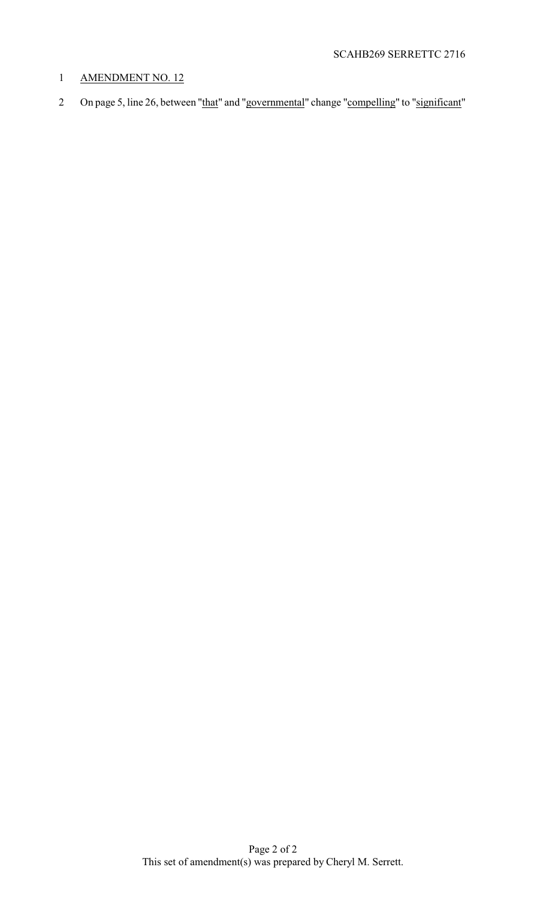<u>AMENDMENT NO. 12</u>

On page 5, line 26, between "<u>that</u>" and "<u>governmental</u>" change "<u>compelling</u>" to "<u>significant</u>"

This set of amendment(s) was prepared by Cheryl M. Serrett.